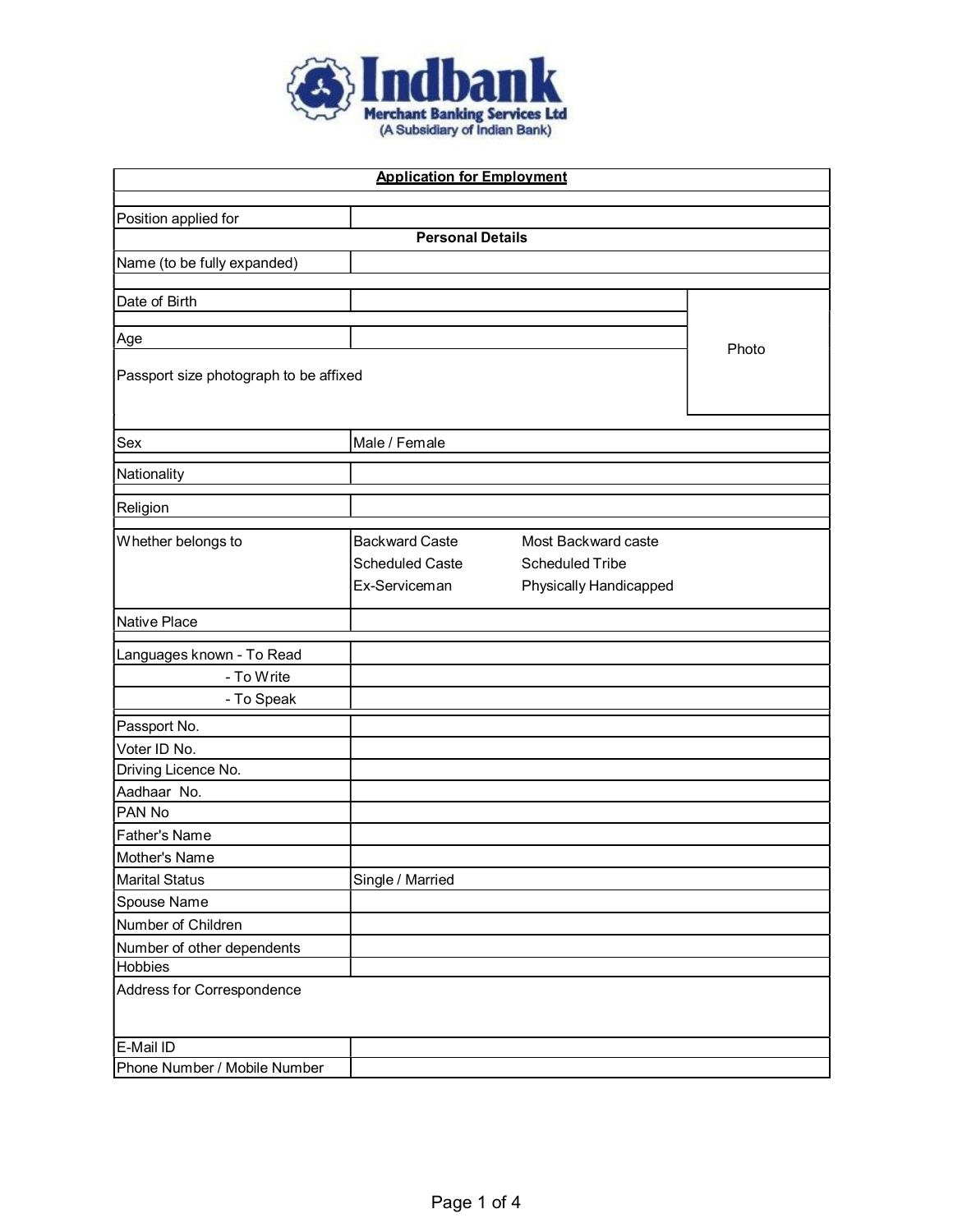**Indbank**
**Merchant Banking Services Ltd**
(A Subsidiary of Indian Bank)

| **Application for Employment** | | |
|---|---|---|
| Position applied for | | |
| **Personal Details** | | |
| Name (to be fully expanded) | | |
| Date of Birth | | Photo |
| Age | | |
| Passport size photograph to be affixed | | |
| Sex | Male / Female | |
| Nationality | | |
| Religion | | |
| Whether belongs to | Backward Caste / Most Backward caste / Scheduled Caste / Scheduled Tribe / Ex-Serviceman / Physically Handicapped | |
| Native Place | | |
| Languages known - To Read | | |
| - To Write | | |
| - To Speak | | |
| Passport No. | | |
| Voter ID No. | | |
| Driving Licence No. | | |
| Aadhaar No. | | |
| PAN No | | |
| Father's Name | | |
| Mother's Name | | |
| Marital Status | Single / Married | |
| Spouse Name | | |
| Number of Children | | |
| Number of other dependents | | |
| Hobbies | | |
| Address for Correspondence | | |
| E-Mail ID | | |
| Phone Number / Mobile Number | | |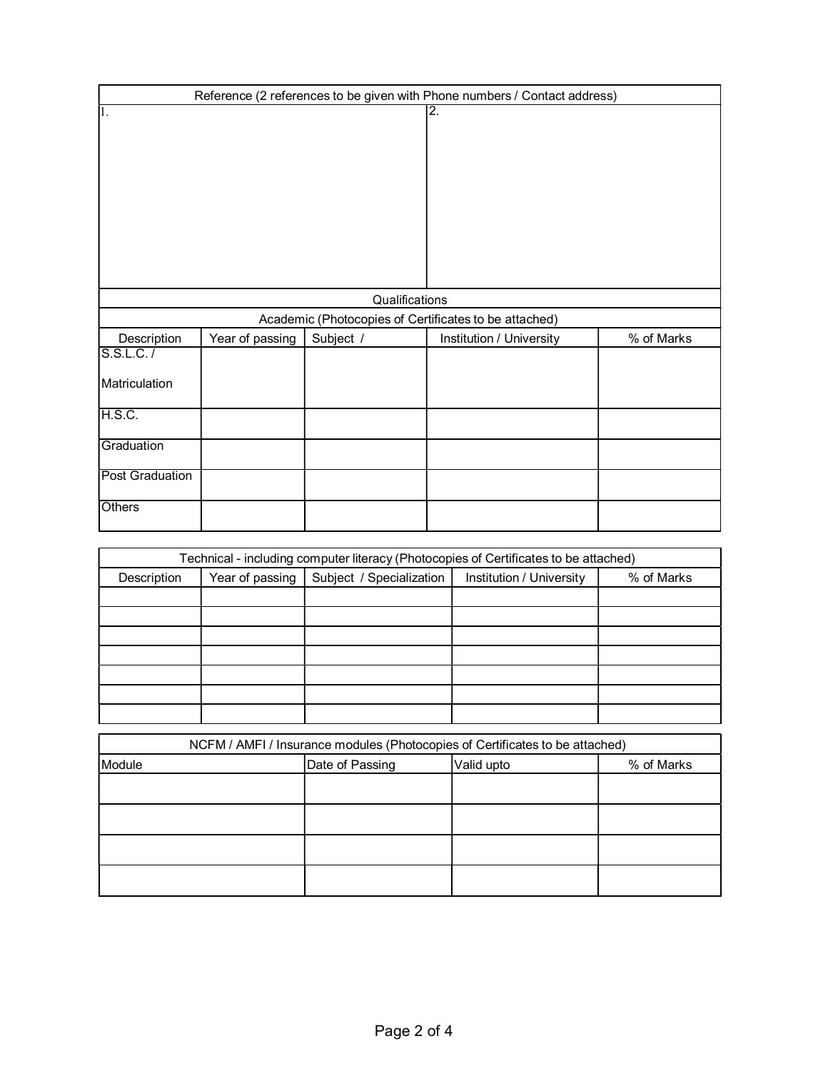| Reference (2 references to be given with Phone numbers / Contact address) | |
|---|---|
| 1. | 2. |

| Qualifications | | | | |
|---|---|---|---|---|
| Academic (Photocopies of Certificates to be attached) | | | | |
| Description | Year of passing | Subject / | Institution / University | % of Marks |
| S.S.L.C. / Matriculation | | | | |
| H.S.C. | | | | |
| Graduation | | | | |
| Post Graduation | | | | |
| Others | | | | |

| Technical - including computer literacy (Photocopies of Certificates to be attached) | | | | |
|---|---|---|---|---|
| Description | Year of passing | Subject / Specialization | Institution / University | % of Marks |
| | | | | |
| | | | | |
| | | | | |
| | | | | |
| | | | | |
| | | | | |
| | | | | |

| NCFM / AMFI / Insurance modules (Photocopies of Certificates to be attached) | | | |
|---|---|---|---|
| Module | Date of Passing | Valid upto | % of Marks |
| | | | |
| | | | |
| | | | |
| | | | |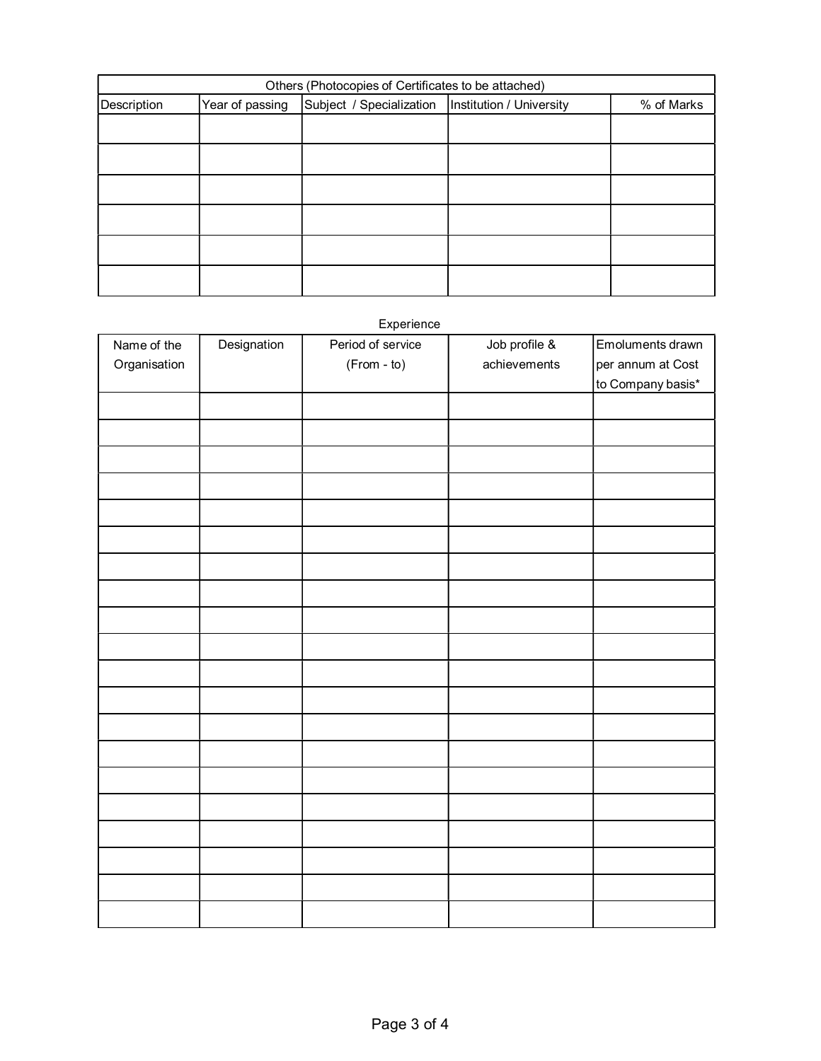| Others (Photocopies of Certificates to be attached) | | | | |
|---|---|---|---|---|
| Description | Year of passing | Subject / Specialization | Institution / University | % of Marks |
| | | | | |
| | | | | |
| | | | | |
| | | | | |
| | | | | |
| | | | | |

Experience

| Name of the Organisation | Designation | Period of service (From - to) | Job profile & achievements | Emoluments drawn per annum at Cost to Company basis* |
|---|---|---|---|---|
| | | | | |
| | | | | |
| | | | | |
| | | | | |
| | | | | |
| | | | | |
| | | | | |
| | | | | |
| | | | | |
| | | | | |
| | | | | |
| | | | | |
| | | | | |
| | | | | |
| | | | | |
| | | | | |
| | | | | |
| | | | | |
| | | | | |
| | | | | |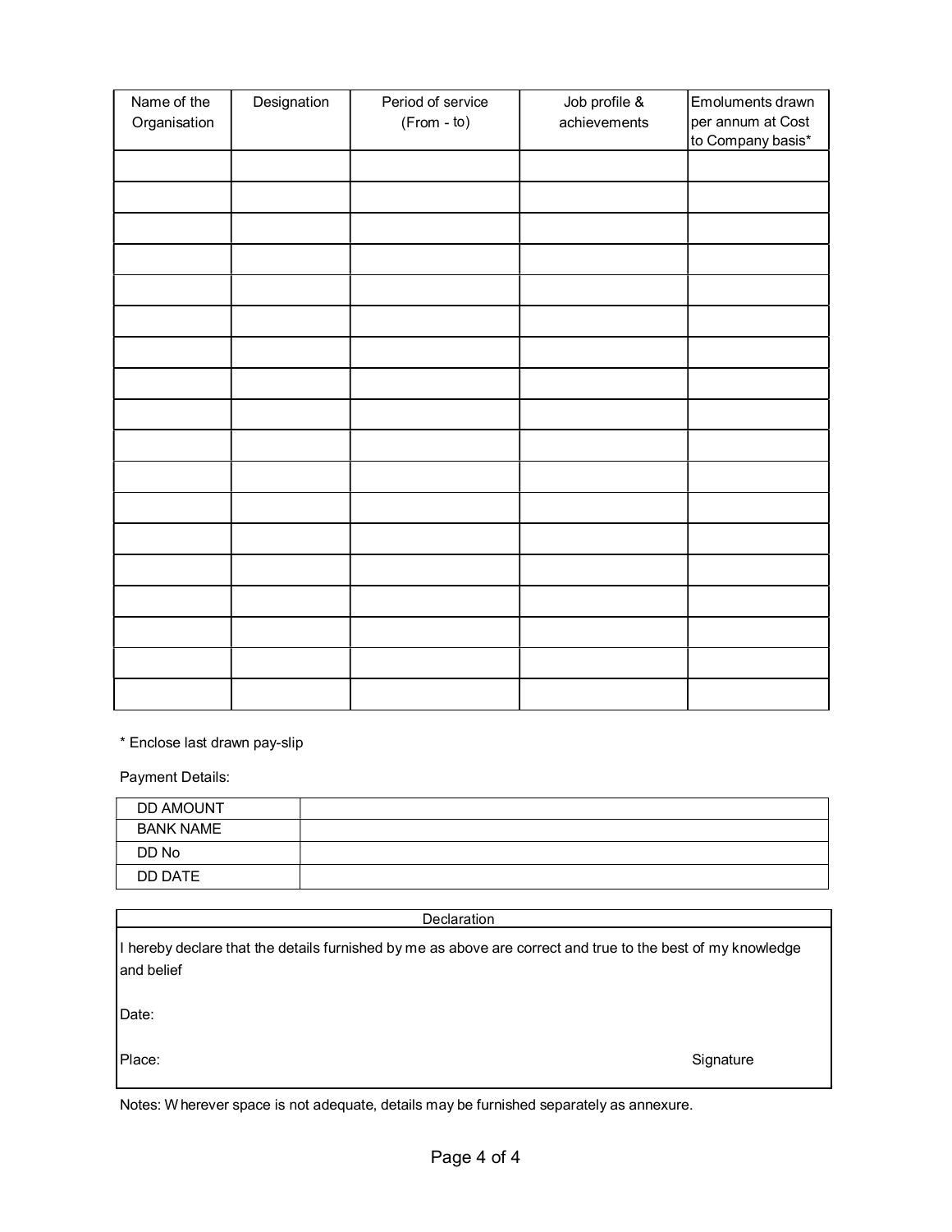| Name of the Organisation | Designation | Period of service (From - to) | Job profile & achievements | Emoluments drawn per annum at Cost to Company basis* |
|---|---|---|---|---|
| | | | | |
| | | | | |
| | | | | |
| | | | | |
| | | | | |
| | | | | |
| | | | | |
| | | | | |
| | | | | |
| | | | | |
| | | | | |
| | | | | |
| | | | | |
| | | | | |
| | | | | |
| | | | | |
| | | | | |
| | | | | |

* Enclose last drawn pay-slip

Payment Details:

| | |
|---|---|
| DD AMOUNT | |
| BANK NAME | |
| DD No | |
| DD DATE | |

| Declaration |
|---|
| I hereby declare that the details furnished by me as above are correct and true to the best of my knowledge and belief<br><br>Date:<br><br>Place: Signature |

Notes: Wherever space is not adequate, details may be furnished separately as annexure.